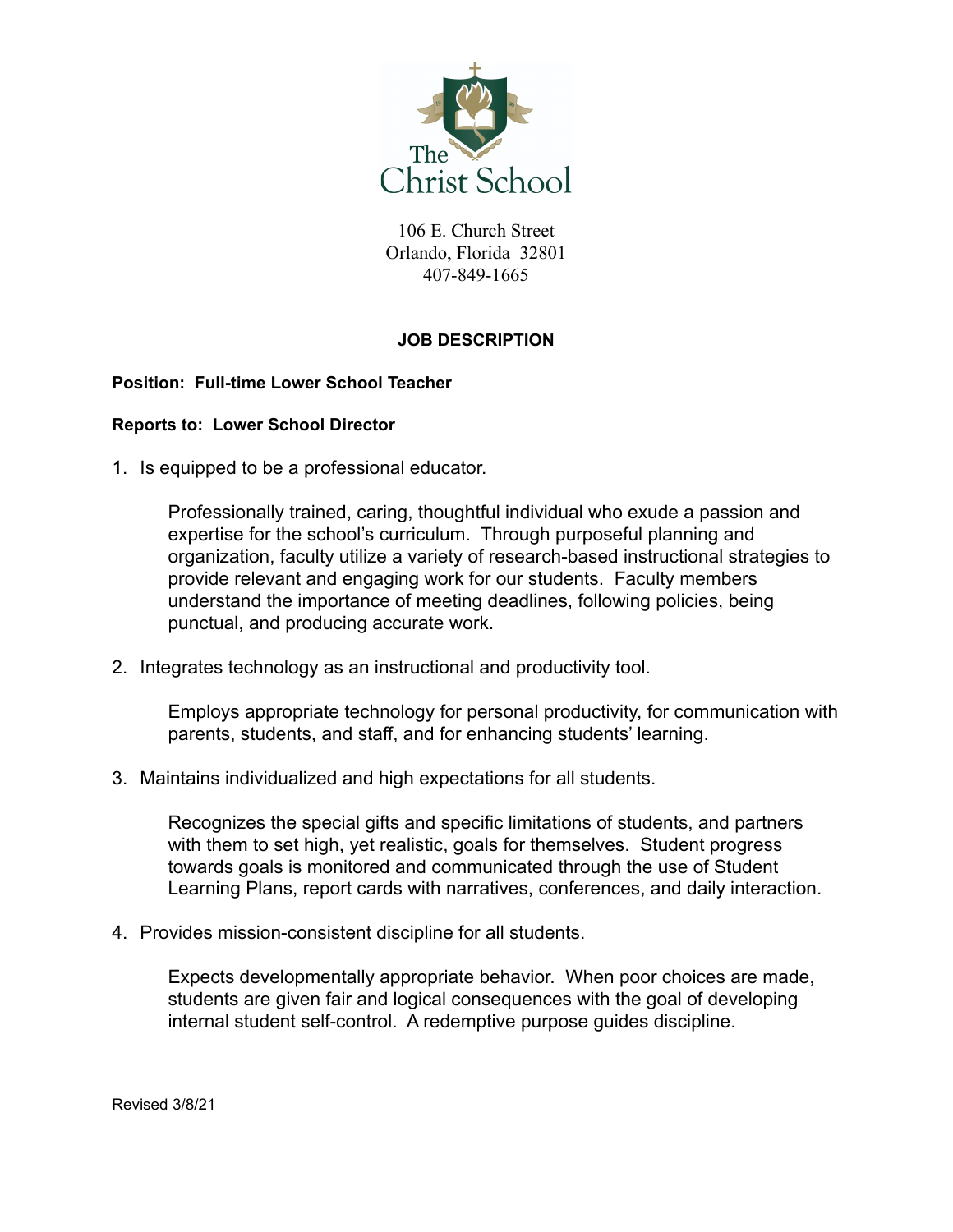The Christ School

106 E. Church Street
Orlando, Florida 32801
407-849-1665

## JOB DESCRIPTION

**Position: Full-time Lower School Teacher**

**Reports to: Lower School Director**

1. Is equipped to be a professional educator.

   Professionally trained, caring, thoughtful individual who exude a passion and expertise for the school's curriculum. Through purposeful planning and organization, faculty utilize a variety of research-based instructional strategies to provide relevant and engaging work for our students. Faculty members understand the importance of meeting deadlines, following policies, being punctual, and producing accurate work.

2. Integrates technology as an instructional and productivity tool.

   Employs appropriate technology for personal productivity, for communication with parents, students, and staff, and for enhancing students' learning.

3. Maintains individualized and high expectations for all students.

   Recognizes the special gifts and specific limitations of students, and partners with them to set high, yet realistic, goals for themselves. Student progress towards goals is monitored and communicated through the use of Student Learning Plans, report cards with narratives, conferences, and daily interaction.

4. Provides mission-consistent discipline for all students.

   Expects developmentally appropriate behavior. When poor choices are made, students are given fair and logical consequences with the goal of developing internal student self-control. A redemptive purpose guides discipline.

Revised 3/8/21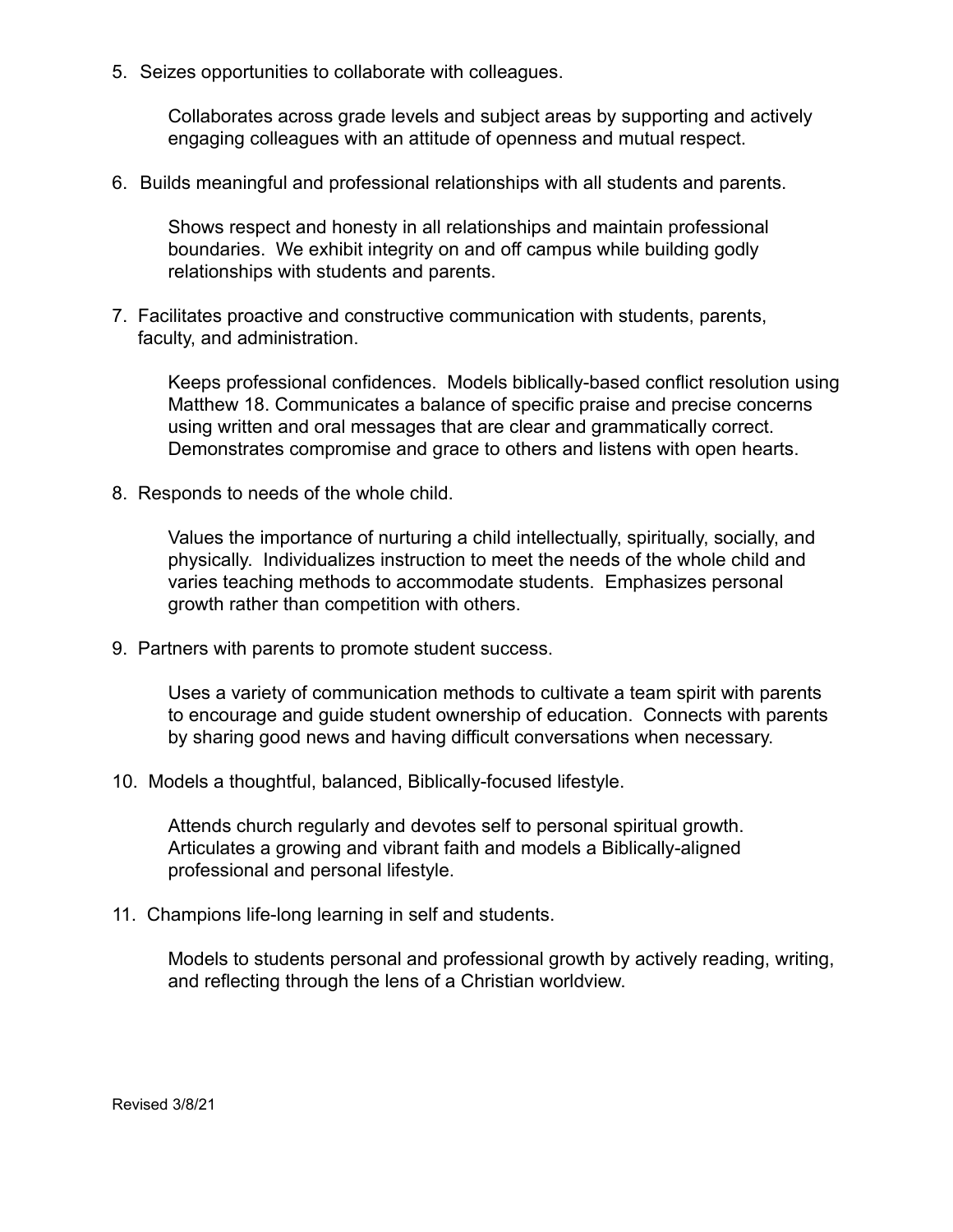5. Seizes opportunities to collaborate with colleagues.

   Collaborates across grade levels and subject areas by supporting and actively engaging colleagues with an attitude of openness and mutual respect.

6. Builds meaningful and professional relationships with all students and parents.

   Shows respect and honesty in all relationships and maintain professional boundaries. We exhibit integrity on and off campus while building godly relationships with students and parents.

7. Facilitates proactive and constructive communication with students, parents, faculty, and administration.

   Keeps professional confidences. Models biblically-based conflict resolution using Matthew 18. Communicates a balance of specific praise and precise concerns using written and oral messages that are clear and grammatically correct. Demonstrates compromise and grace to others and listens with open hearts.

8. Responds to needs of the whole child.

   Values the importance of nurturing a child intellectually, spiritually, socially, and physically. Individualizes instruction to meet the needs of the whole child and varies teaching methods to accommodate students. Emphasizes personal growth rather than competition with others.

9. Partners with parents to promote student success.

   Uses a variety of communication methods to cultivate a team spirit with parents to encourage and guide student ownership of education. Connects with parents by sharing good news and having difficult conversations when necessary.

10. Models a thoughtful, balanced, Biblically-focused lifestyle.

    Attends church regularly and devotes self to personal spiritual growth. Articulates a growing and vibrant faith and models a Biblically-aligned professional and personal lifestyle.

11. Champions life-long learning in self and students.

    Models to students personal and professional growth by actively reading, writing, and reflecting through the lens of a Christian worldview.

Revised 3/8/21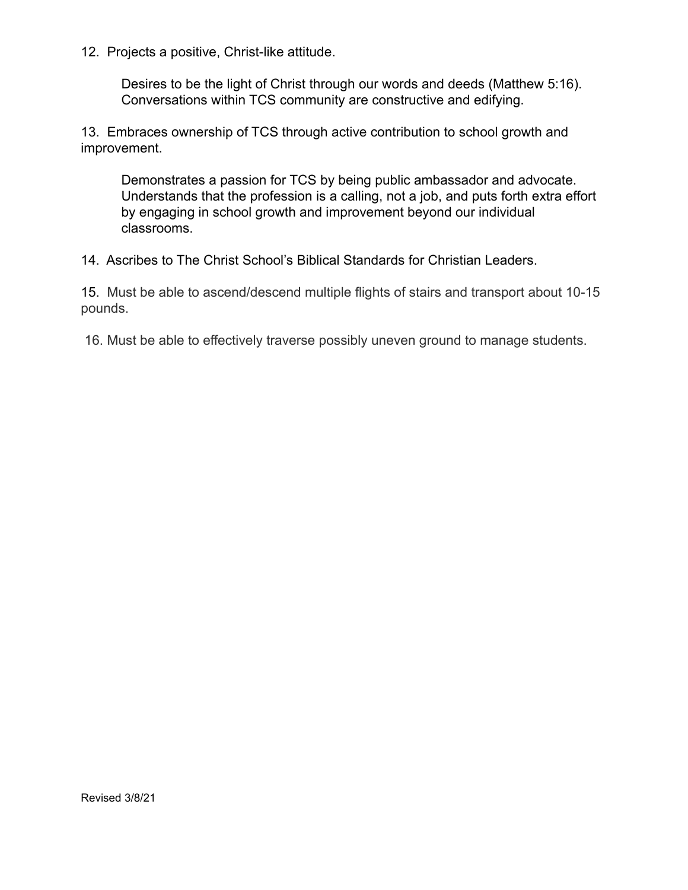12. Projects a positive, Christ-like attitude.

    Desires to be the light of Christ through our words and deeds (Matthew 5:16). Conversations within TCS community are constructive and edifying.

13. Embraces ownership of TCS through active contribution to school growth and improvement.

    Demonstrates a passion for TCS by being public ambassador and advocate. Understands that the profession is a calling, not a job, and puts forth extra effort by engaging in school growth and improvement beyond our individual classrooms.

14. Ascribes to The Christ School's Biblical Standards for Christian Leaders.

15. Must be able to ascend/descend multiple flights of stairs and transport about 10-15 pounds.

16. Must be able to effectively traverse possibly uneven ground to manage students.

Revised 3/8/21